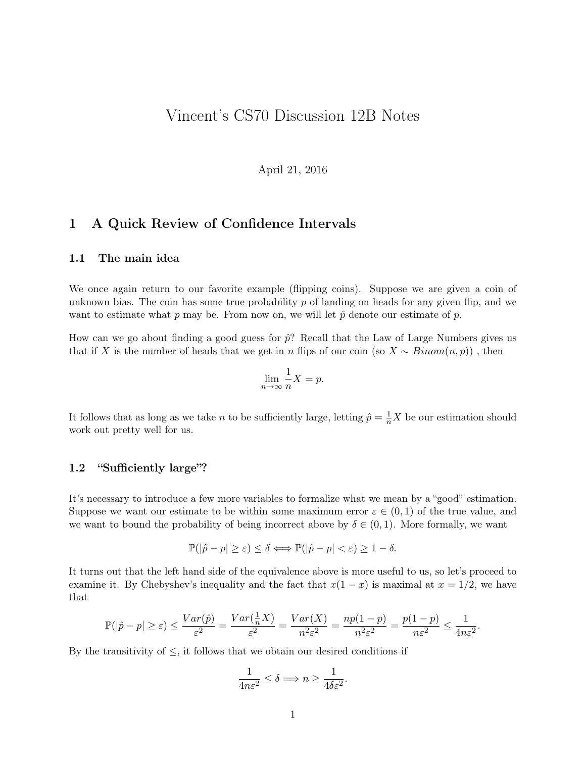# Vincent's CS70 Discussion 12B Notes

April 21, 2016

## 1 A Quick Review of Confidence Intervals

### 1.1 The main idea

We once again return to our favorite example (flipping coins). Suppose we are given a coin of unknown bias. The coin has some true probability $p$ of landing on heads for any given flip, and we want to estimate what $p$ may be. From now on, we will let $\hat{p}$ denote our estimate of $p$.

How can we go about finding a good guess for $\hat{p}$? Recall that the Law of Large Numbers gives us that if $X$ is the number of heads that we get in $n$ flips of our coin (so $X \sim Binom(n, p)$) , then

$$\lim_{n \to \infty} \frac{1}{n} X = p.$$

It follows that as long as we take $n$ to be sufficiently large, letting $\hat{p} = \frac{1}{n} X$ be our estimation should work out pretty well for us.

### 1.2 "Sufficiently large"?

It's necessary to introduce a few more variables to formalize what we mean by a "good" estimation. Suppose we want our estimate to be within some maximum error $\varepsilon \in (0, 1)$ of the true value, and we want to bound the probability of being incorrect above by $\delta \in (0, 1)$. More formally, we want

$$\mathbb{P}(|\hat{p} - p| \geq \varepsilon) \leq \delta \Longleftrightarrow \mathbb{P}(|\hat{p} - p| < \varepsilon) \geq 1 - \delta.$$

It turns out that the left hand side of the equivalence above is more useful to us, so let's proceed to examine it. By Chebyshev's inequality and the fact that $x(1 - x)$ is maximal at $x = 1/2$, we have that

$$\mathbb{P}(|\hat{p} - p| \geq \varepsilon) \leq \frac{Var(\hat{p})}{\varepsilon^2} = \frac{Var(\frac{1}{n} X)}{\varepsilon^2} = \frac{Var(X)}{n^2 \varepsilon^2} = \frac{np(1 - p)}{n^2 \varepsilon^2} = \frac{p(1 - p)}{n \varepsilon^2} \leq \frac{1}{4n\varepsilon^2}.$$

By the transitivity of $\leq$, it follows that we obtain our desired conditions if

$$\frac{1}{4n\varepsilon^2} \leq \delta \Longrightarrow n \geq \frac{1}{4\delta\varepsilon^2}.$$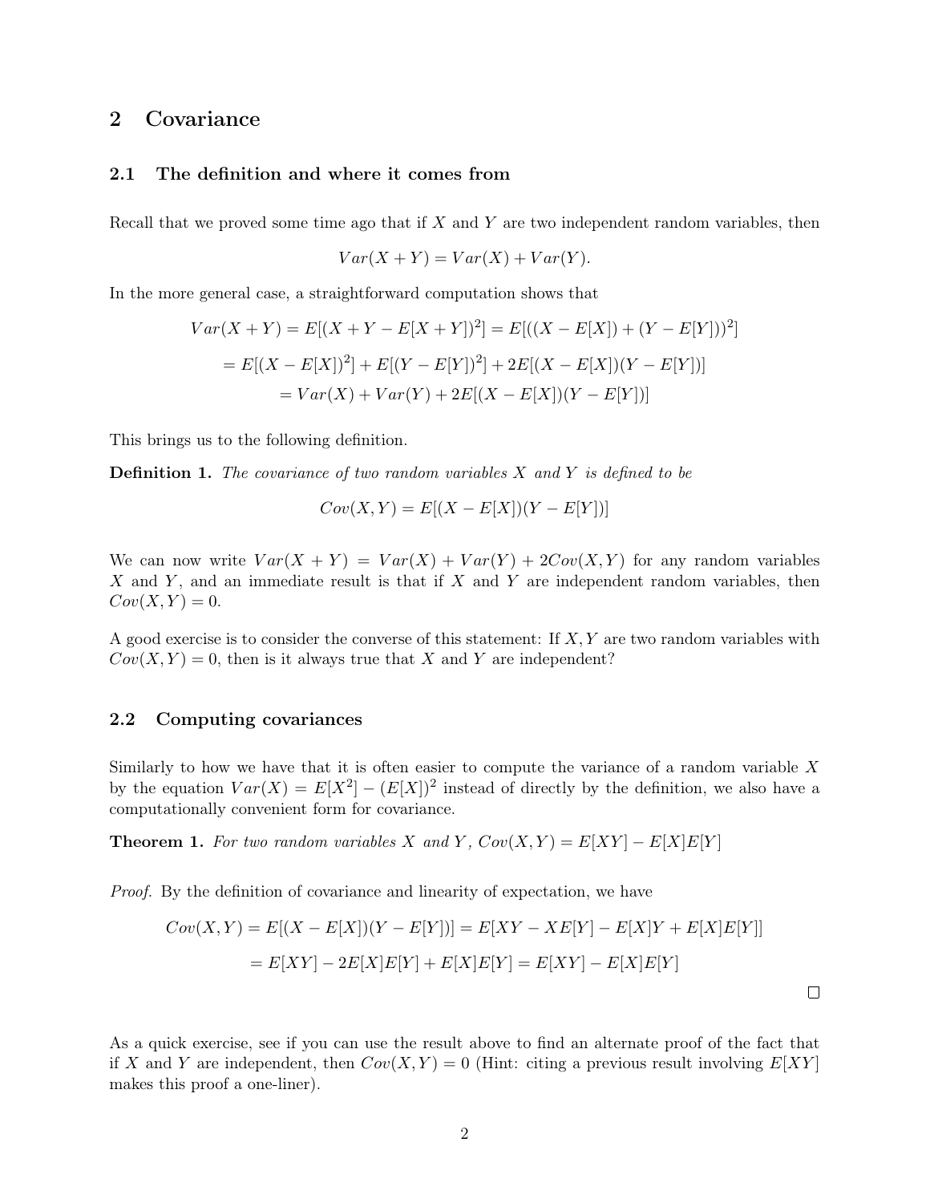## 2 Covariance

### 2.1 The definition and where it comes from

Recall that we proved some time ago that if $X$ and $Y$ are two independent random variables, then

$$Var(X+Y) = Var(X) + Var(Y).$$

In the more general case, a straightforward computation shows that

$$Var(X+Y) = E[(X+Y-E[X+Y])^2] = E[((X-E[X])+(Y-E[Y]))^2]$$
$$= E[(X-E[X])^2] + E[(Y-E[Y])^2] + 2E[(X-E[X])(Y-E[Y])]$$
$$= Var(X) + Var(Y) + 2E[(X-E[X])(Y-E[Y])]$$

This brings us to the following definition.

**Definition 1.** *The covariance of two random variables $X$ and $Y$ is defined to be*

$$Cov(X,Y) = E[(X-E[X])(Y-E[Y])]$$

We can now write $Var(X+Y) = Var(X) + Var(Y) + 2Cov(X,Y)$ for any random variables $X$ and $Y$, and an immediate result is that if $X$ and $Y$ are independent random variables, then $Cov(X,Y) = 0$.

A good exercise is to consider the converse of this statement: If $X, Y$ are two random variables with $Cov(X,Y) = 0$, then is it always true that $X$ and $Y$ are independent?

### 2.2 Computing covariances

Similarly to how we have that it is often easier to compute the variance of a random variable $X$ by the equation $Var(X) = E[X^2] - (E[X])^2$ instead of directly by the definition, we also have a computationally convenient form for covariance.

**Theorem 1.** *For two random variables $X$ and $Y$, $Cov(X,Y) = E[XY] - E[X]E[Y]$*

*Proof.* By the definition of covariance and linearity of expectation, we have

$$Cov(X,Y) = E[(X-E[X])(Y-E[Y])] = E[XY - XE[Y] - E[X]Y + E[X]E[Y]]$$
$$= E[XY] - 2E[X]E[Y] + E[X]E[Y] = E[XY] - E[X]E[Y]$$

□

As a quick exercise, see if you can use the result above to find an alternate proof of the fact that if $X$ and $Y$ are independent, then $Cov(X,Y) = 0$ (Hint: citing a previous result involving $E[XY]$ makes this proof a one-liner).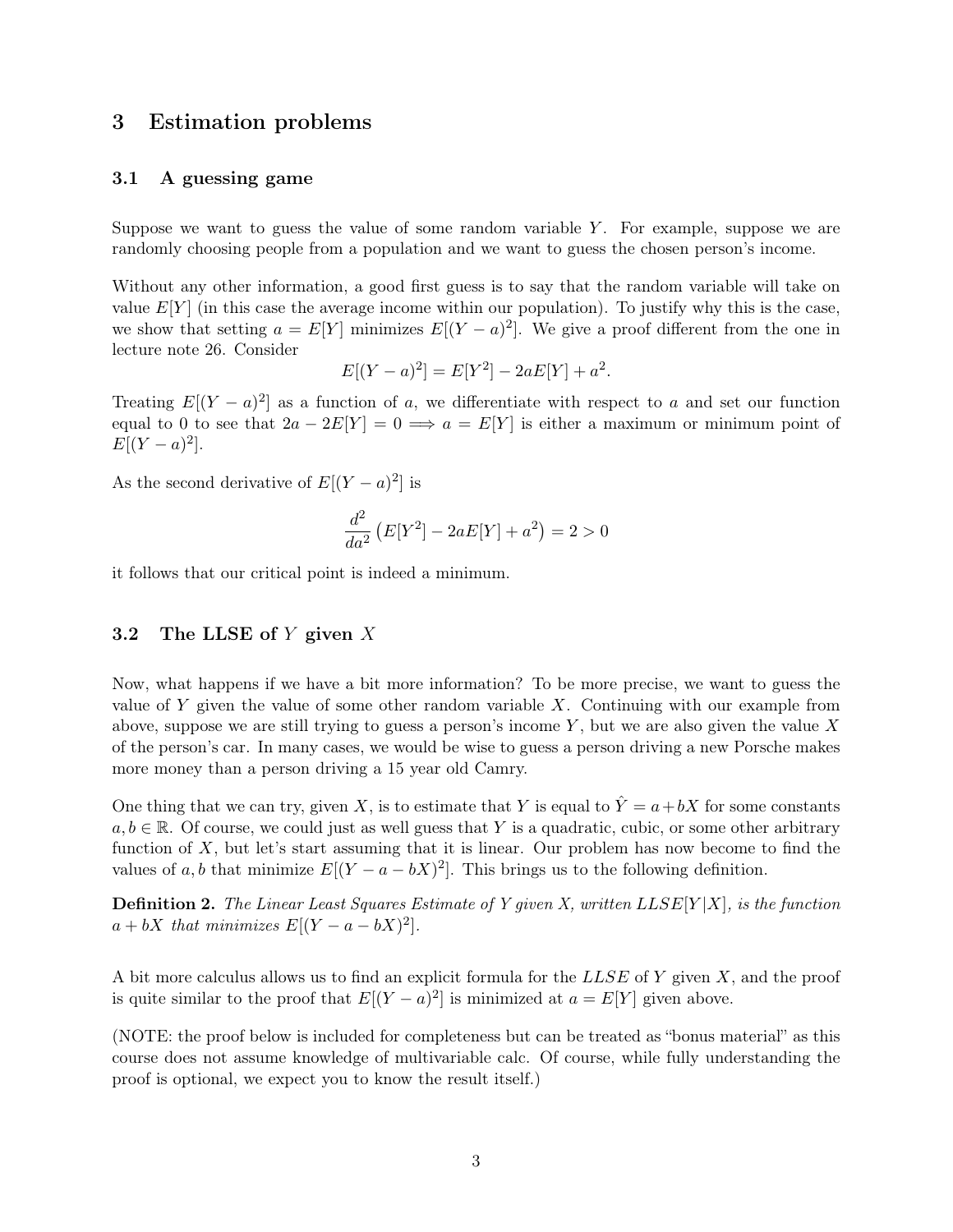# 3 Estimation problems

## 3.1 A guessing game

Suppose we want to guess the value of some random variable $Y$. For example, suppose we are randomly choosing people from a population and we want to guess the chosen person's income.

Without any other information, a good first guess is to say that the random variable will take on value $E[Y]$ (in this case the average income within our population). To justify why this is the case, we show that setting $a = E[Y]$ minimizes $E[(Y-a)^2]$. We give a proof different from the one in lecture note 26. Consider

$$E[(Y-a)^2] = E[Y^2] - 2aE[Y] + a^2.$$

Treating $E[(Y-a)^2]$ as a function of $a$, we differentiate with respect to $a$ and set our function equal to 0 to see that $2a - 2E[Y] = 0 \implies a = E[Y]$ is either a maximum or minimum point of $E[(Y-a)^2]$.

As the second derivative of $E[(Y-a)^2]$ is

$$\frac{d^2}{da^2}\left(E[Y^2] - 2aE[Y] + a^2\right) = 2 > 0$$

it follows that our critical point is indeed a minimum.

## 3.2 The LLSE of $Y$ given $X$

Now, what happens if we have a bit more information? To be more precise, we want to guess the value of $Y$ given the value of some other random variable $X$. Continuing with our example from above, suppose we are still trying to guess a person's income $Y$, but we are also given the value $X$ of the person's car. In many cases, we would be wise to guess a person driving a new Porsche makes more money than a person driving a 15 year old Camry.

One thing that we can try, given $X$, is to estimate that $Y$ is equal to $\hat{Y} = a + bX$ for some constants $a, b \in \mathbb{R}$. Of course, we could just as well guess that $Y$ is a quadratic, cubic, or some other arbitrary function of $X$, but let's start assuming that it is linear. Our problem has now become to find the values of $a, b$ that minimize $E[(Y - a - bX)^2]$. This brings us to the following definition.

**Definition 2.** *The Linear Least Squares Estimate of Y given X, written $LLSE[Y|X]$, is the function $a + bX$ that minimizes $E[(Y - a - bX)^2]$.*

A bit more calculus allows us to find an explicit formula for the $LLSE$ of $Y$ given $X$, and the proof is quite similar to the proof that $E[(Y-a)^2]$ is minimized at $a = E[Y]$ given above.

(NOTE: the proof below is included for completeness but can be treated as "bonus material" as this course does not assume knowledge of multivariable calc. Of course, while fully understanding the proof is optional, we expect you to know the result itself.)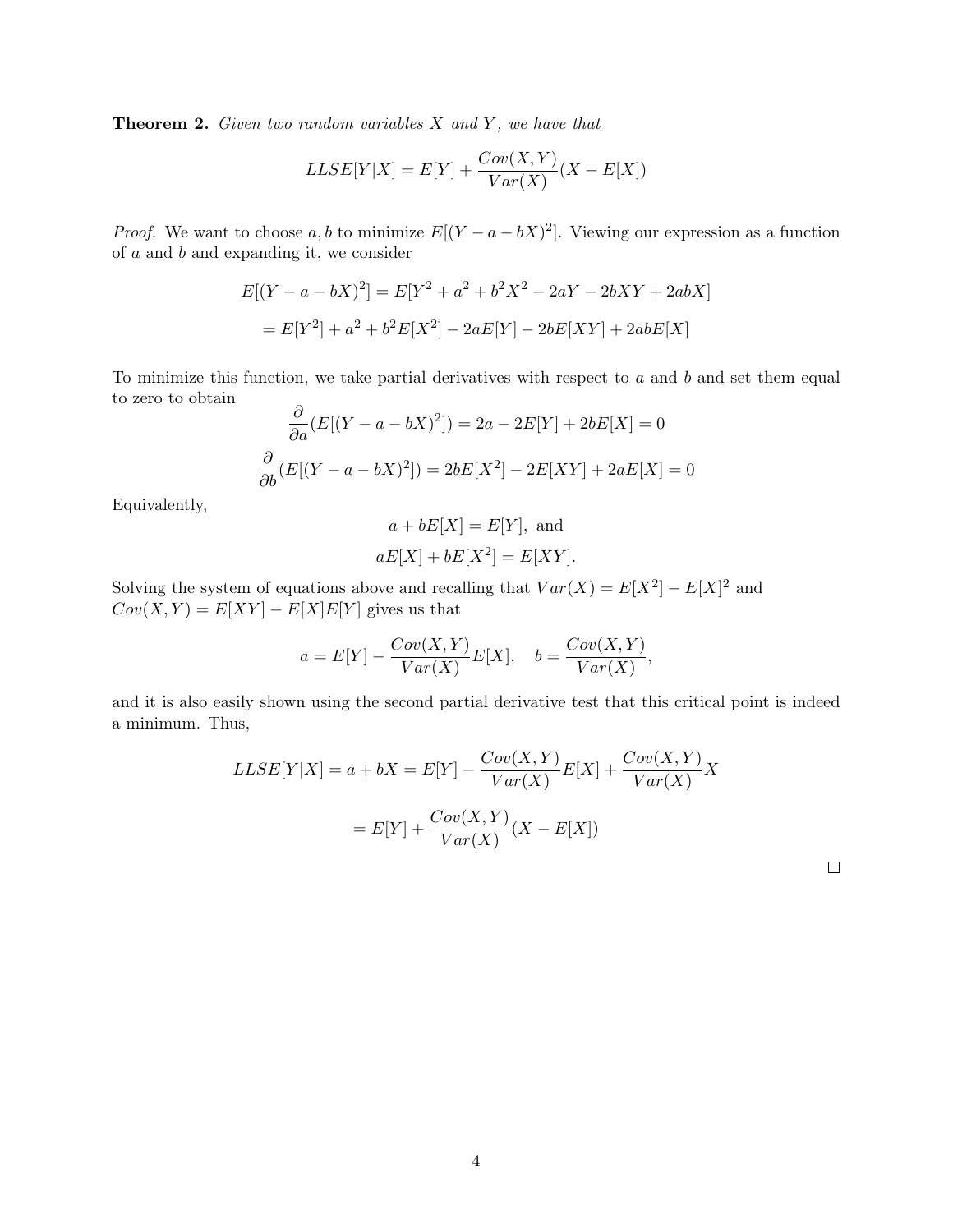**Theorem 2.** *Given two random variables $X$ and $Y$, we have that*

$$LLSE[Y|X] = E[Y] + \frac{Cov(X,Y)}{Var(X)}(X - E[X])$$

*Proof.* We want to choose $a, b$ to minimize $E[(Y - a - bX)^2]$. Viewing our expression as a function of $a$ and $b$ and expanding it, we consider

$$E[(Y - a - bX)^2] = E[Y^2 + a^2 + b^2X^2 - 2aY - 2bXY + 2abX]$$

$$= E[Y^2] + a^2 + b^2E[X^2] - 2aE[Y] - 2bE[XY] + 2abE[X]$$

To minimize this function, we take partial derivatives with respect to $a$ and $b$ and set them equal to zero to obtain

$$\frac{\partial}{\partial a}(E[(Y - a - bX)^2]) = 2a - 2E[Y] + 2bE[X] = 0$$

$$\frac{\partial}{\partial b}(E[(Y - a - bX)^2]) = 2bE[X^2] - 2E[XY] + 2aE[X] = 0$$

Equivalently,

$$a + bE[X] = E[Y], \text{ and}$$

$$aE[X] + bE[X^2] = E[XY].$$

Solving the system of equations above and recalling that $Var(X) = E[X^2] - E[X]^2$ and $Cov(X,Y) = E[XY] - E[X]E[Y]$ gives us that

$$a = E[Y] - \frac{Cov(X,Y)}{Var(X)}E[X], \quad b = \frac{Cov(X,Y)}{Var(X)},$$

and it is also easily shown using the second partial derivative test that this critical point is indeed a minimum. Thus,

$$LLSE[Y|X] = a + bX = E[Y] - \frac{Cov(X,Y)}{Var(X)}E[X] + \frac{Cov(X,Y)}{Var(X)}X$$

$$= E[Y] + \frac{Cov(X,Y)}{Var(X)}(X - E[X])$$

□